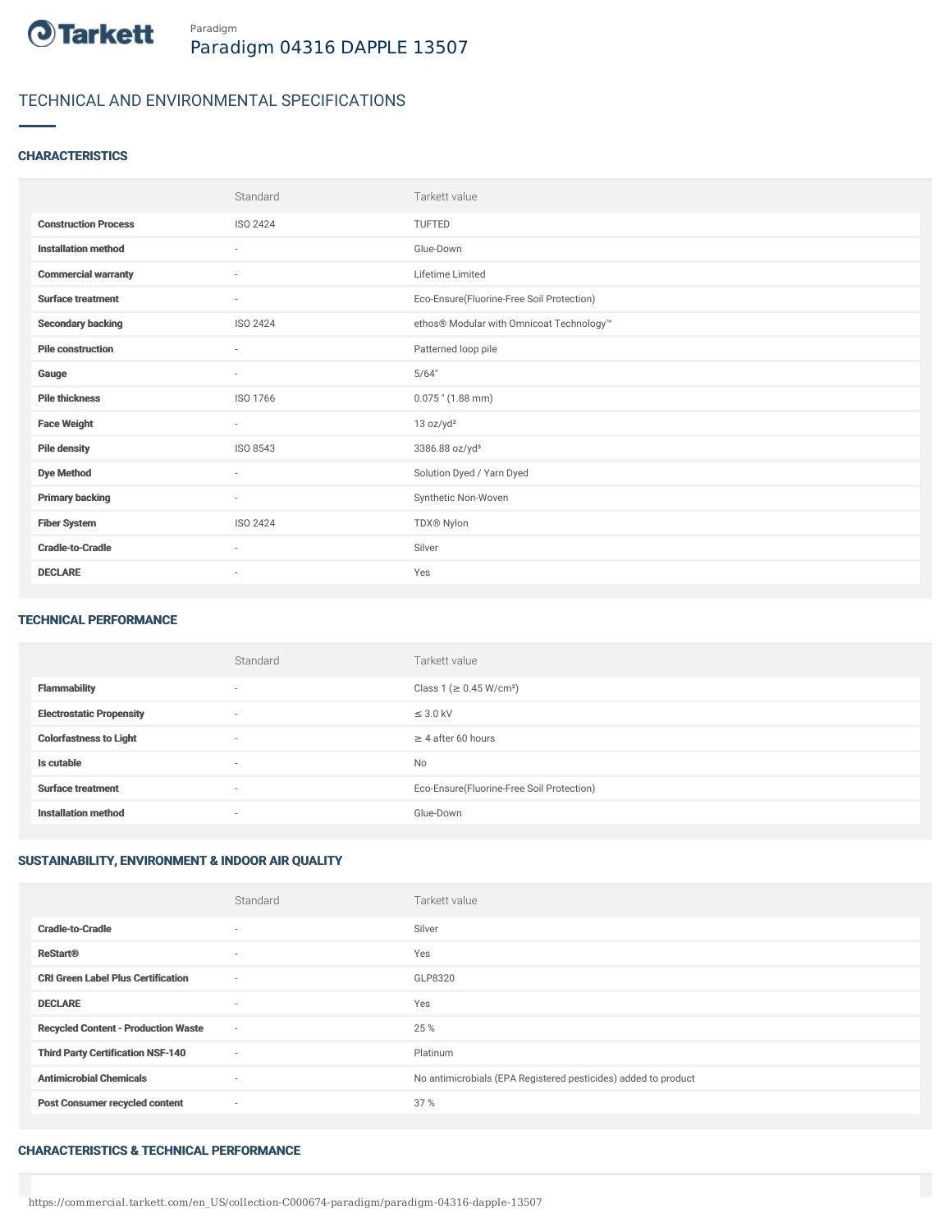Tarkett

Paradigm

# Paradigm 04316 DAPPLE 13507

## TECHNICAL AND ENVIRONMENTAL SPECIFICATIONS

### CHARACTERISTICS

| | Standard | Tarkett value |
|---|---|---|
| **Construction Process** | ISO 2424 | TUFTED |
| **Installation method** | - | Glue-Down |
| **Commercial warranty** | - | Lifetime Limited |
| **Surface treatment** | - | Eco-Ensure(Fluorine-Free Soil Protection) |
| **Secondary backing** | ISO 2424 | ethos® Modular with Omnicoat Technology™ |
| **Pile construction** | - | Patterned loop pile |
| **Gauge** | - | 5/64" |
| **Pile thickness** | ISO 1766 | 0.075 " (1.88 mm) |
| **Face Weight** | - | 13 oz/yd² |
| **Pile density** | ISO 8543 | 3386.88 oz/yd³ |
| **Dye Method** | - | Solution Dyed / Yarn Dyed |
| **Primary backing** | - | Synthetic Non-Woven |
| **Fiber System** | ISO 2424 | TDX® Nylon |
| **Cradle-to-Cradle** | - | Silver |
| **DECLARE** | - | Yes |

### TECHNICAL PERFORMANCE

| | Standard | Tarkett value |
|---|---|---|
| **Flammability** | - | Class 1 (≥ 0.45 W/cm²) |
| **Electrostatic Propensity** | - | ≤ 3.0 kV |
| **Colorfastness to Light** | - | ≥ 4 after 60 hours |
| **Is cutable** | - | No |
| **Surface treatment** | - | Eco-Ensure(Fluorine-Free Soil Protection) |
| **Installation method** | - | Glue-Down |

### SUSTAINABILITY, ENVIRONMENT & INDOOR AIR QUALITY

| | Standard | Tarkett value |
|---|---|---|
| **Cradle-to-Cradle** | - | Silver |
| **ReStart®** | - | Yes |
| **CRI Green Label Plus Certification** | - | GLP8320 |
| **DECLARE** | - | Yes |
| **Recycled Content - Production Waste** | - | 25 % |
| **Third Party Certification NSF-140** | - | Platinum |
| **Antimicrobial Chemicals** | - | No antimicrobials (EPA Registered pesticides) added to product |
| **Post Consumer recycled content** | - | 37 % |

### CHARACTERISTICS & TECHNICAL PERFORMANCE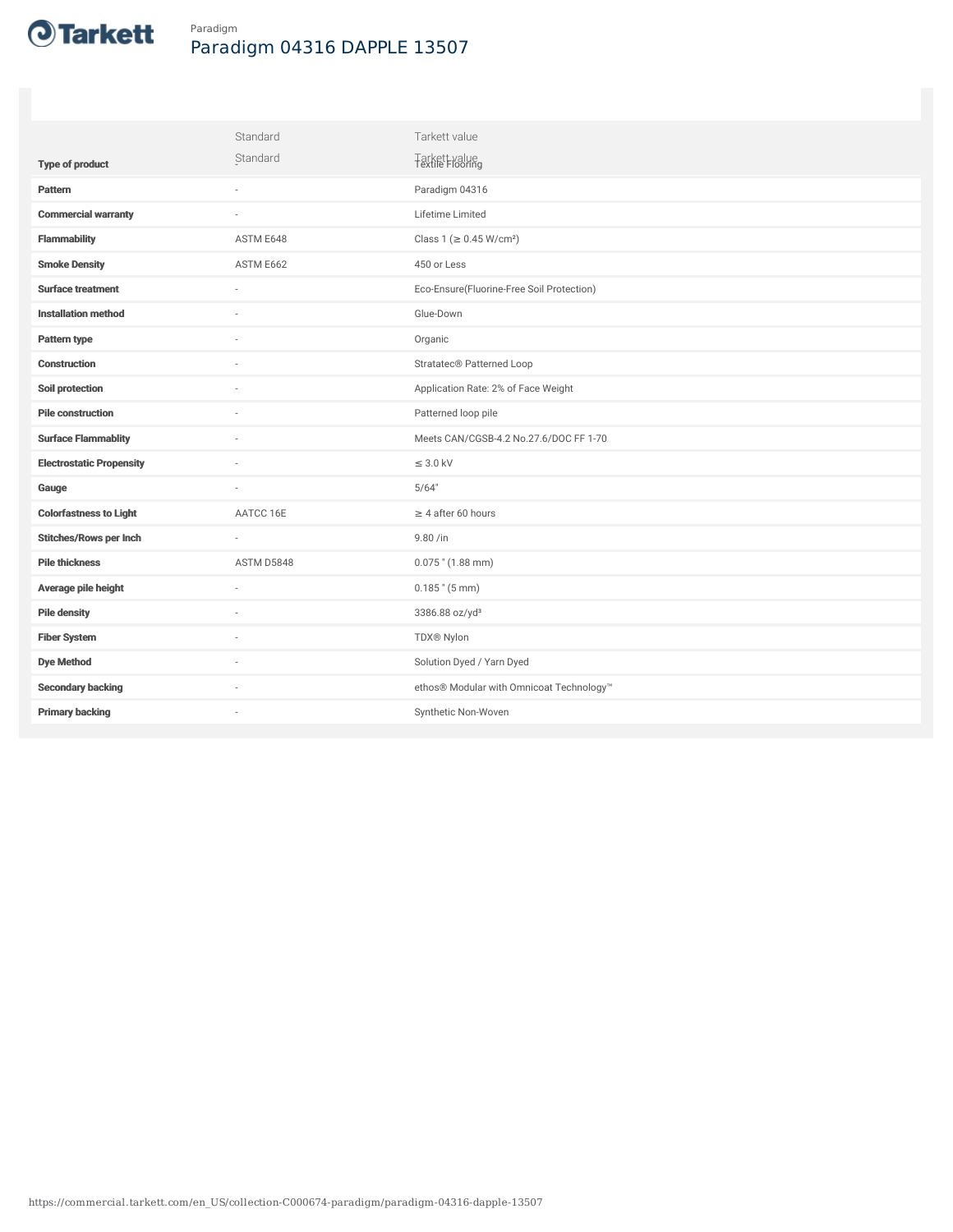Paradigm

# Paradigm 04316 DAPPLE 13507

| | Standard | Tarkett value |
|---|---|---|
| **Type of product** | - | Textile Flooring |
| **Pattern** | - | Paradigm 04316 |
| **Commercial warranty** | - | Lifetime Limited |
| **Flammability** | ASTM E648 | Class 1 (≥ 0.45 W/cm²) |
| **Smoke Density** | ASTM E662 | 450 or Less |
| **Surface treatment** | - | Eco-Ensure(Fluorine-Free Soil Protection) |
| **Installation method** | - | Glue-Down |
| **Pattern type** | - | Organic |
| **Construction** | - | Stratatec® Patterned Loop |
| **Soil protection** | - | Application Rate: 2% of Face Weight |
| **Pile construction** | - | Patterned loop pile |
| **Surface Flammablity** | - | Meets CAN/CGSB-4.2 No.27.6/DOC FF 1-70 |
| **Electrostatic Propensity** | - | ≤ 3.0 kV |
| **Gauge** | - | 5/64" |
| **Colorfastness to Light** | AATCC 16E | ≥ 4 after 60 hours |
| **Stitches/Rows per Inch** | - | 9.80 /in |
| **Pile thickness** | ASTM D5848 | 0.075 " (1.88 mm) |
| **Average pile height** | - | 0.185 " (5 mm) |
| **Pile density** | - | 3386.88 oz/yd³ |
| **Fiber System** | - | TDX® Nylon |
| **Dye Method** | - | Solution Dyed / Yarn Dyed |
| **Secondary backing** | - | ethos® Modular with Omnicoat Technology™ |
| **Primary backing** | - | Synthetic Non-Woven |